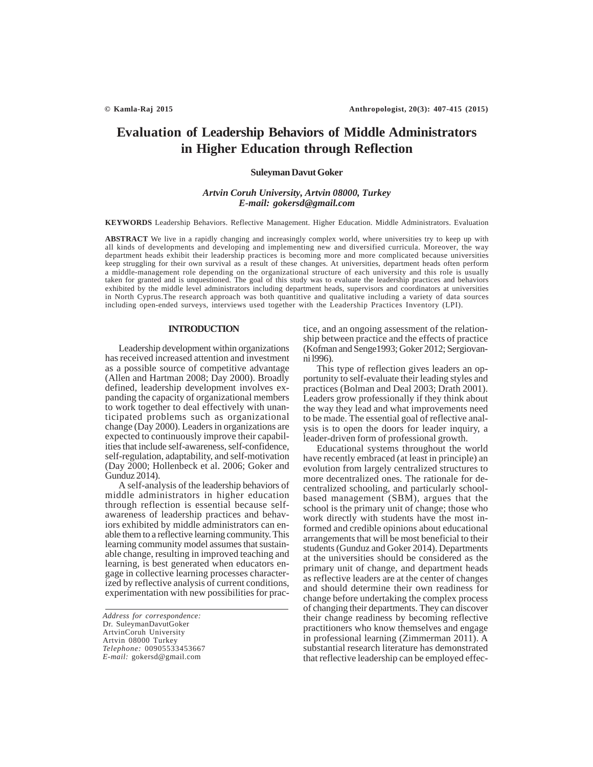# Evaluation of Leadership Behaviors of Middle Administrators in Higher Education through Reflection

**Suleyman Davut Goker**

*Artvin Coruh University, Artvin 08000, Turkey*
*E-mail: gokersd@gmail.com*

**KEYWORDS** Leadership Behaviors. Reflective Management. Higher Education. Middle Administrators. Evaluation

**ABSTRACT** We live in a rapidly changing and increasingly complex world, where universities try to keep up with all kinds of developments and developing and implementing new and diversified curricula. Moreover, the way department heads exhibit their leadership practices is becoming more and more complicated because universities keep struggling for their own survival as a result of these changes. At universities, department heads often perform a middle-management role depending on the organizational structure of each university and this role is usually taken for granted and is unquestioned. The goal of this study was to evaluate the leadership practices and behaviors exhibited by the middle level administrators including department heads, supervisors and coordinators at universities in North Cyprus.The research approach was both quantitive and qualitative including a variety of data sources including open-ended surveys, interviews used together with the Leadership Practices Inventory (LPI).

## INTRODUCTION

Leadership development within organizations has received increased attention and investment as a possible source of competitive advantage (Allen and Hartman 2008; Day 2000). Broadly defined, leadership development involves expanding the capacity of organizational members to work together to deal effectively with unanticipated problems such as organizational change (Day 2000). Leaders in organizations are expected to continuously improve their capabilities that include self-awareness, self-confidence, self-regulation, adaptability, and self-motivation (Day 2000; Hollenbeck et al. 2006; Goker and Gunduz 2014).

A self-analysis of the leadership behaviors of middle administrators in higher education through reflection is essential because self-awareness of leadership practices and behaviors exhibited by middle administrators can enable them to a reflective learning community. This learning community model assumes that sustainable change, resulting in improved teaching and learning, is best generated when educators engage in collective learning processes characterized by reflective analysis of current conditions, experimentation with new possibilities for practice, and an ongoing assessment of the relationship between practice and the effects of practice (Kofman and Senge1993; Goker 2012; Sergiovanni l996).

This type of reflection gives leaders an opportunity to self-evaluate their leading styles and practices (Bolman and Deal 2003; Drath 2001). Leaders grow professionally if they think about the way they lead and what improvements need to be made. The essential goal of reflective analysis is to open the doors for leader inquiry, a leader-driven form of professional growth.

Educational systems throughout the world have recently embraced (at least in principle) an evolution from largely centralized structures to more decentralized ones. The rationale for decentralized schooling, and particularly school-based management (SBM), argues that the school is the primary unit of change; those who work directly with students have the most informed and credible opinions about educational arrangements that will be most beneficial to their students (Gunduz and Goker 2014). Departments at the universities should be considered as the primary unit of change, and department heads as reflective leaders are at the center of changes and should determine their own readiness for change before undertaking the complex process of changing their departments. They can discover their change readiness by becoming reflective practitioners who know themselves and engage in professional learning (Zimmerman 2011). A substantial research literature has demonstrated that reflective leadership can be employed effec-

---

*Address for correspondence:*
Dr. SuleymanDavutGoker
ArtvinCoruh University
Artvin 08000 Turkey
*Telephone:* 00905533453667
*E-mail:* gokersd@gmail.com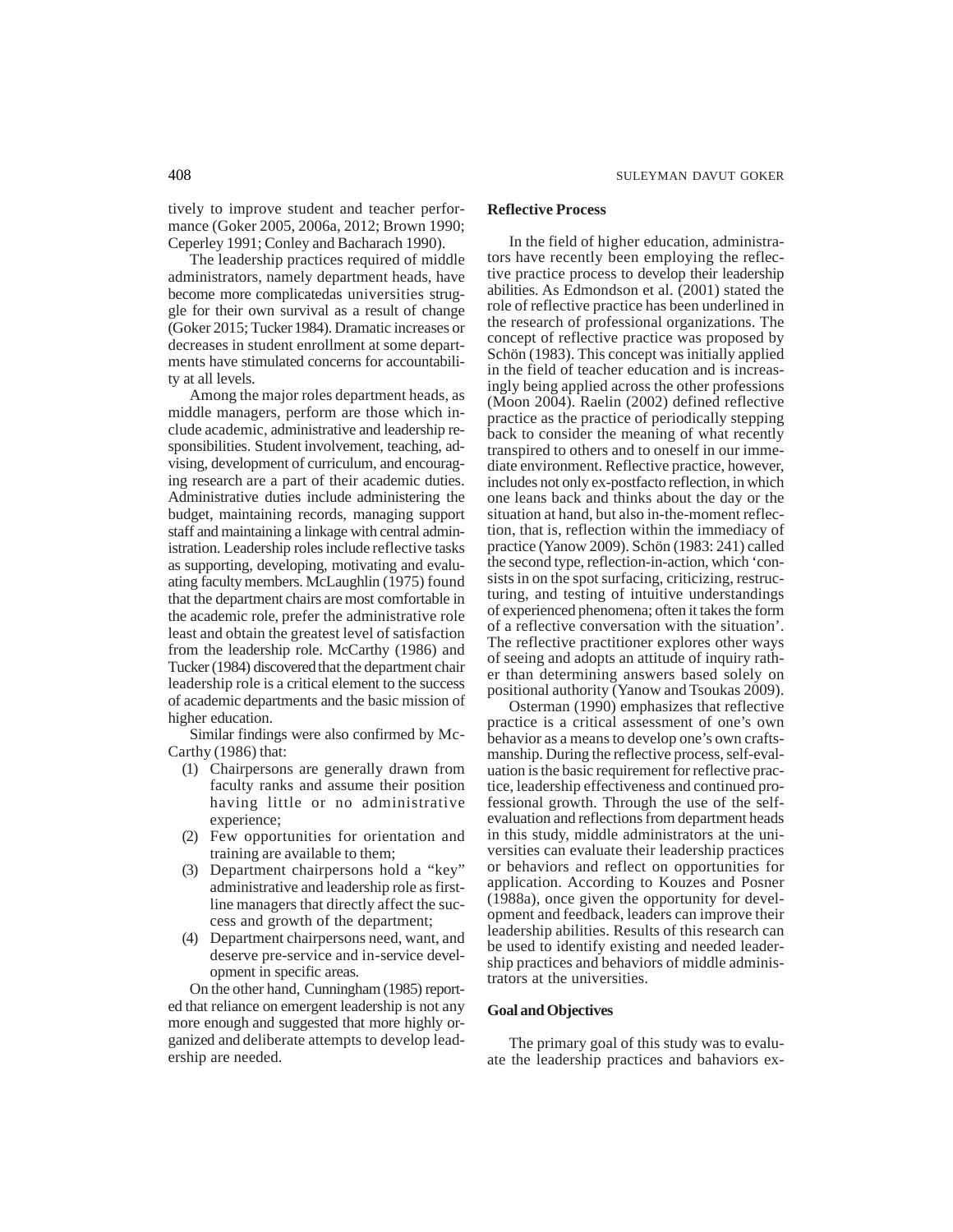tively to improve student and teacher performance (Goker 2005, 2006a, 2012; Brown 1990; Ceperley 1991; Conley and Bacharach 1990).

The leadership practices required of middle administrators, namely department heads, have become more complicatedas universities struggle for their own survival as a result of change (Goker 2015; Tucker 1984). Dramatic increases or decreases in student enrollment at some departments have stimulated concerns for accountability at all levels.

Among the major roles department heads, as middle managers, perform are those which include academic, administrative and leadership responsibilities. Student involvement, teaching, advising, development of curriculum, and encouraging research are a part of their academic duties. Administrative duties include administering the budget, maintaining records, managing support staff and maintaining a linkage with central administration. Leadership roles include reflective tasks as supporting, developing, motivating and evaluating faculty members. McLaughlin (1975) found that the department chairs are most comfortable in the academic role, prefer the administrative role least and obtain the greatest level of satisfaction from the leadership role. McCarthy (1986) and Tucker (1984) discovered that the department chair leadership role is a critical element to the success of academic departments and the basic mission of higher education.

Similar findings were also confirmed by McCarthy (1986) that:

(1) Chairpersons are generally drawn from faculty ranks and assume their position having little or no administrative experience;
(2) Few opportunities for orientation and training are available to them;
(3) Department chairpersons hold a "key" administrative and leadership role as first-line managers that directly affect the success and growth of the department;
(4) Department chairpersons need, want, and deserve pre-service and in-service development in specific areas.

On the other hand, Cunningham (1985) reported that reliance on emergent leadership is not any more enough and suggested that more highly organized and deliberate attempts to develop leadership are needed.

## Reflective Process

In the field of higher education, administrators have recently been employing the reflective practice process to develop their leadership abilities. As Edmondson et al. (2001) stated the role of reflective practice has been underlined in the research of professional organizations. The concept of reflective practice was proposed by Schön (1983). This concept was initially applied in the field of teacher education and is increasingly being applied across the other professions (Moon 2004). Raelin (2002) defined reflective practice as the practice of periodically stepping back to consider the meaning of what recently transpired to others and to oneself in our immediate environment. Reflective practice, however, includes not only ex-postfacto reflection, in which one leans back and thinks about the day or the situation at hand, but also in-the-moment reflection, that is, reflection within the immediacy of practice (Yanow 2009). Schön (1983: 241) called the second type, reflection-in-action, which 'consists in on the spot surfacing, criticizing, restructuring, and testing of intuitive understandings of experienced phenomena; often it takes the form of a reflective conversation with the situation'. The reflective practitioner explores other ways of seeing and adopts an attitude of inquiry rather than determining answers based solely on positional authority (Yanow and Tsoukas 2009).

Osterman (1990) emphasizes that reflective practice is a critical assessment of one's own behavior as a means to develop one's own craftsmanship. During the reflective process, self-evaluation is the basic requirement for reflective practice, leadership effectiveness and continued professional growth. Through the use of the self-evaluation and reflections from department heads in this study, middle administrators at the universities can evaluate their leadership practices or behaviors and reflect on opportunities for application. According to Kouzes and Posner (1988a), once given the opportunity for development and feedback, leaders can improve their leadership abilities. Results of this research can be used to identify existing and needed leadership practices and behaviors of middle administrators at the universities.

## Goal and Objectives

The primary goal of this study was to evaluate the leadership practices and bahaviors ex-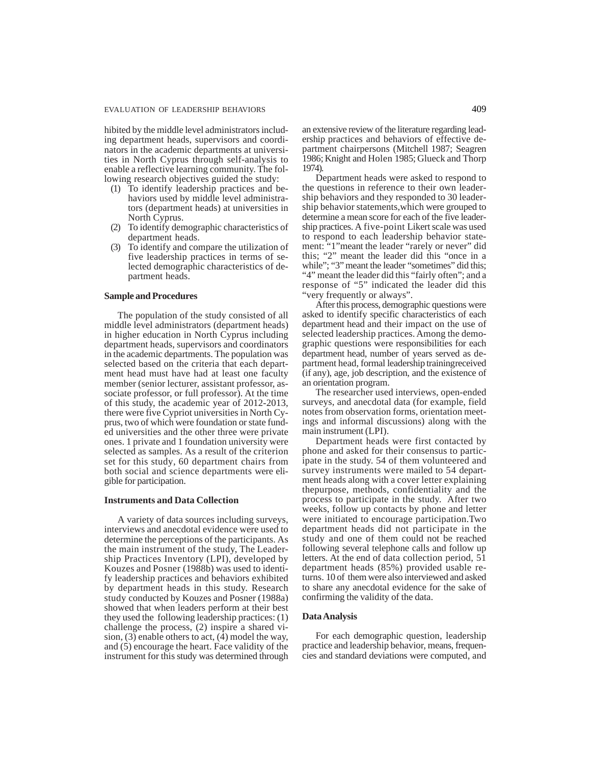hibited by the middle level administrators including department heads, supervisors and coordinators in the academic departments at universities in North Cyprus through self-analysis to enable a reflective learning community. The following research objectives guided the study:

(1) To identify leadership practices and behaviors used by middle level administrators (department heads) at universities in North Cyprus.
(2) To identify demographic characteristics of department heads.
(3) To identify and compare the utilization of five leadership practices in terms of selected demographic characteristics of department heads.

**Sample and Procedures**

The population of the study consisted of all middle level administrators (department heads) in higher education in North Cyprus including department heads, supervisors and coordinators in the academic departments. The population was selected based on the criteria that each department head must have had at least one faculty member (senior lecturer, assistant professor, associate professor, or full professor). At the time of this study, the academic year of 2012-2013, there were five Cypriot universities in North Cyprus, two of which were foundation or state funded universities and the other three were private ones. 1 private and 1 foundation university were selected as samples. As a result of the criterion set for this study, 60 department chairs from both social and science departments were eligible for participation.

**Instruments and Data Collection**

A variety of data sources including surveys, interviews and anecdotal evidence were used to determine the perceptions of the participants. As the main instrument of the study, The Leadership Practices Inventory (LPI), developed by Kouzes and Posner (1988b) was used to identify leadership practices and behaviors exhibited by department heads in this study. Research study conducted by Kouzes and Posner (1988a) showed that when leaders perform at their best they used the following leadership practices: (1) challenge the process, (2) inspire a shared vision, (3) enable others to act, (4) model the way, and (5) encourage the heart. Face validity of the instrument for this study was determined through an extensive review of the literature regarding leadership practices and behaviors of effective department chairpersons (Mitchell 1987; Seagren 1986; Knight and Holen 1985; Glueck and Thorp 1974).

Department heads were asked to respond to the questions in reference to their own leadership behaviors and they responded to 30 leadership behavior statements,which were grouped to determine a mean score for each of the five leadership practices. A five-point Likert scale was used to respond to each leadership behavior statement: "1"meant the leader "rarely or never" did this; "2" meant the leader did this "once in a while"; "3" meant the leader "sometimes" did this; "4" meant the leader did this "fairly often"; and a response of "5" indicated the leader did this "very frequently or always".

After this process, demographic questions were asked to identify specific characteristics of each department head and their impact on the use of selected leadership practices. Among the demographic questions were responsibilities for each department head, number of years served as department head, formal leadership trainingreceived (if any), age, job description, and the existence of an orientation program.

The researcher used interviews, open-ended surveys, and anecdotal data (for example, field notes from observation forms, orientation meetings and informal discussions) along with the main instrument (LPI).

Department heads were first contacted by phone and asked for their consensus to participate in the study. 54 of them volunteered and survey instruments were mailed to 54 department heads along with a cover letter explaining thepurpose, methods, confidentiality and the process to participate in the study. After two weeks, follow up contacts by phone and letter were initiated to encourage participation.Two department heads did not participate in the study and one of them could not be reached following several telephone calls and follow up letters. At the end of data collection period, 51 department heads (85%) provided usable returns. 10 of them were also interviewed and asked to share any anecdotal evidence for the sake of confirming the validity of the data.

**Data Analysis**

For each demographic question, leadership practice and leadership behavior, means, frequencies and standard deviations were computed, and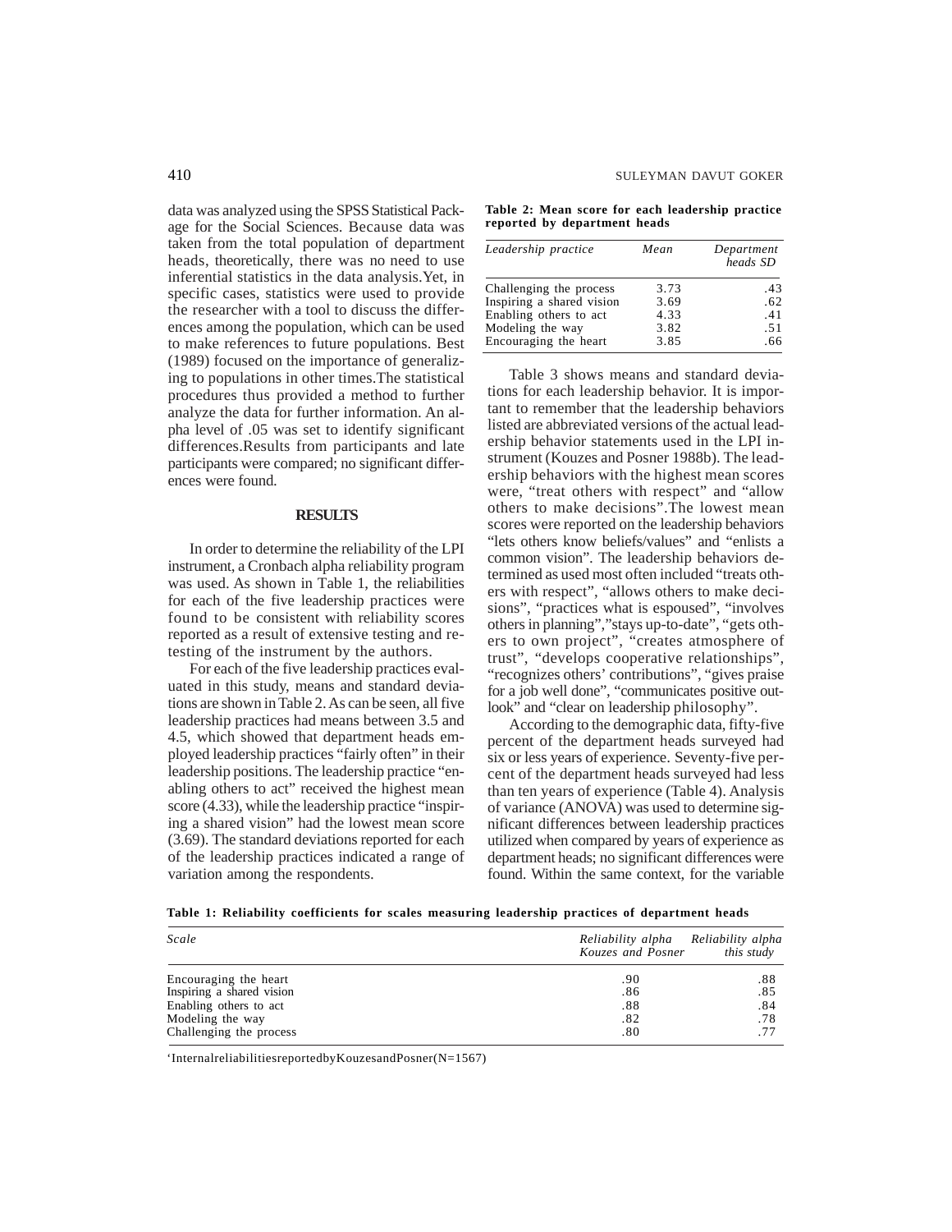data was analyzed using the SPSS Statistical Package for the Social Sciences. Because data was taken from the total population of department heads, theoretically, there was no need to use inferential statistics in the data analysis.Yet, in specific cases, statistics were used to provide the researcher with a tool to discuss the differences among the population, which can be used to make references to future populations. Best (1989) focused on the importance of generalizing to populations in other times.The statistical procedures thus provided a method to further analyze the data for further information. An alpha level of .05 was set to identify significant differences.Results from participants and late participants were compared; no significant differences were found.

## RESULTS

In order to determine the reliability of the LPI instrument, a Cronbach alpha reliability program was used. As shown in Table 1, the reliabilities for each of the five leadership practices were found to be consistent with reliability scores reported as a result of extensive testing and retesting of the instrument by the authors.

For each of the five leadership practices evaluated in this study, means and standard deviations are shown in Table 2. As can be seen, all five leadership practices had means between 3.5 and 4.5, which showed that department heads employed leadership practices "fairly often" in their leadership positions. The leadership practice "enabling others to act" received the highest mean score (4.33), while the leadership practice "inspiring a shared vision" had the lowest mean score (3.69). The standard deviations reported for each of the leadership practices indicated a range of variation among the respondents.

**Table 2: Mean score for each leadership practice reported by department heads**

| *Leadership practice* | *Mean* | *Department heads SD* |
|---|---|---|
| Challenging the process | 3.73 | .43 |
| Inspiring a shared vision | 3.69 | .62 |
| Enabling others to act | 4.33 | .41 |
| Modeling the way | 3.82 | .51 |
| Encouraging the heart | 3.85 | .66 |

Table 3 shows means and standard deviations for each leadership behavior. It is important to remember that the leadership behaviors listed are abbreviated versions of the actual leadership behavior statements used in the LPI instrument (Kouzes and Posner 1988b). The leadership behaviors with the highest mean scores were, "treat others with respect" and "allow others to make decisions".The lowest mean scores were reported on the leadership behaviors "lets others know beliefs/values" and "enlists a common vision". The leadership behaviors determined as used most often included "treats others with respect", "allows others to make decisions", "practices what is espoused", "involves others in planning","stays up-to-date", "gets others to own project", "creates atmosphere of trust", "develops cooperative relationships", "recognizes others' contributions", "gives praise for a job well done", "communicates positive outlook" and "clear on leadership philosophy".

According to the demographic data, fifty-five percent of the department heads surveyed had six or less years of experience. Seventy-five percent of the department heads surveyed had less than ten years of experience (Table 4). Analysis of variance (ANOVA) was used to determine significant differences between leadership practices utilized when compared by years of experience as department heads; no significant differences were found. Within the same context, for the variable

**Table 1: Reliability coefficients for scales measuring leadership practices of department heads**

| *Scale* | *Reliability alpha Kouzes and Posner* | *Reliability alpha this study* |
|---|---|---|
| Encouraging the heart | .90 | .88 |
| Inspiring a shared vision | .86 | .85 |
| Enabling others to act | .88 | .84 |
| Modeling the way | .82 | .78 |
| Challenging the process | .80 | .77 |

'InternalreliabilitiesreportedbyKouzesandPosner(N=1567)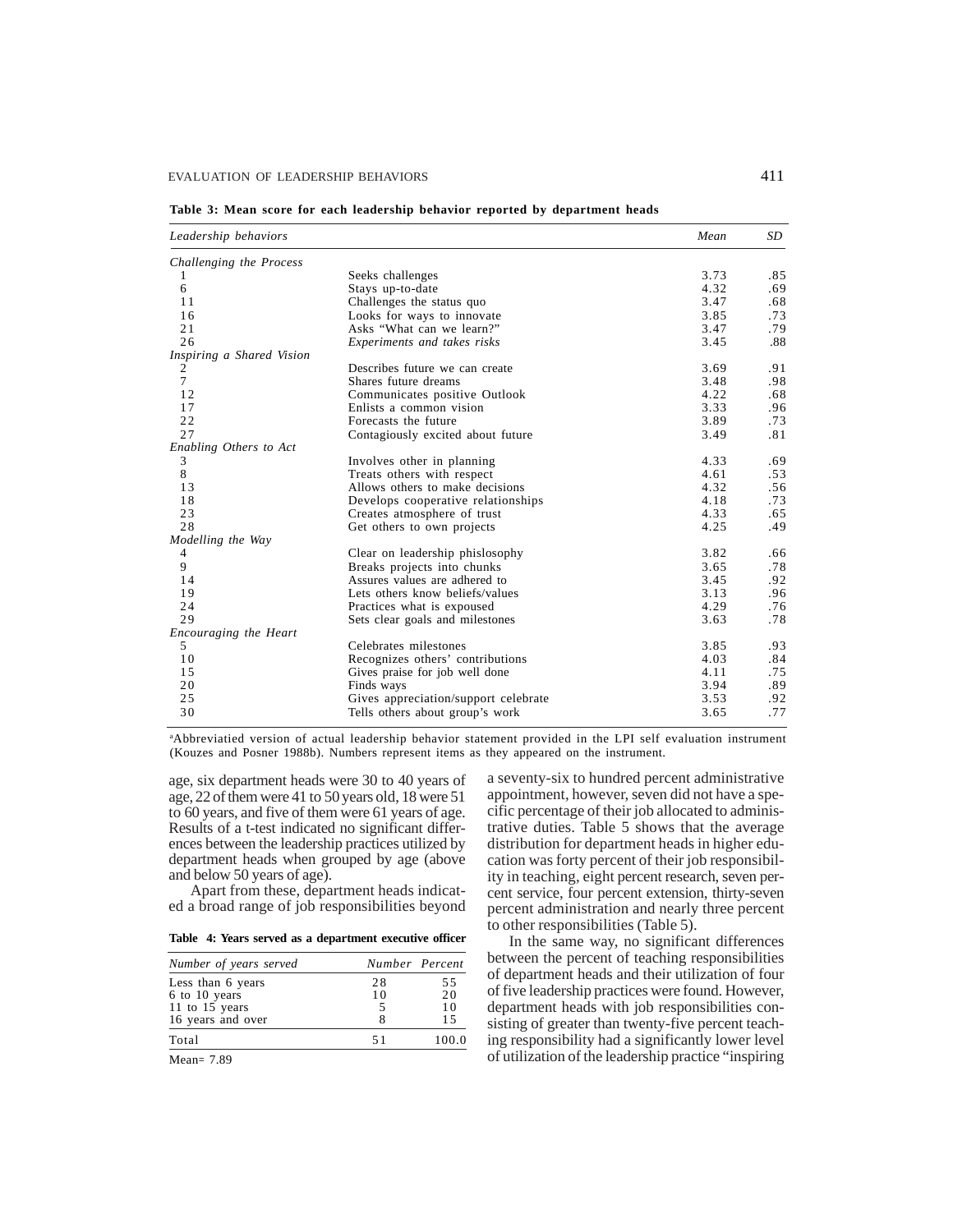**Table 3: Mean score for each leadership behavior reported by department heads**

| *Leadership behaviors* | | *Mean* | *SD* |
|---|---|---|---|
| *Challenging the Process* | | | |
| 1 | Seeks challenges | 3.73 | .85 |
| 6 | Stays up-to-date | 4.32 | .69 |
| 11 | Challenges the status quo | 3.47 | .68 |
| 16 | Looks for ways to innovate | 3.85 | .73 |
| 21 | Asks "What can we learn?" | 3.47 | .79 |
| 26 | *Experiments and takes risks* | 3.45 | .88 |
| *Inspiring a Shared Vision* | | | |
| 2 | Describes future we can create | 3.69 | .91 |
| 7 | Shares future dreams | 3.48 | .98 |
| 12 | Communicates positive Outlook | 4.22 | .68 |
| 17 | Enlists a common vision | 3.33 | .96 |
| 22 | Forecasts the future | 3.89 | .73 |
| 27 | Contagiously excited about future | 3.49 | .81 |
| *Enabling Others to Act* | | | |
| 3 | Involves other in planning | 4.33 | .69 |
| 8 | Treats others with respect | 4.61 | .53 |
| 13 | Allows others to make decisions | 4.32 | .56 |
| 18 | Develops cooperative relationships | 4.18 | .73 |
| 23 | Creates atmosphere of trust | 4.33 | .65 |
| 28 | Get others to own projects | 4.25 | .49 |
| *Modelling the Way* | | | |
| 4 | Clear on leadership phislosophy | 3.82 | .66 |
| 9 | Breaks projects into chunks | 3.65 | .78 |
| 14 | Assures values are adhered to | 3.45 | .92 |
| 19 | Lets others know beliefs/values | 3.13 | .96 |
| 24 | Practices what is expoused | 4.29 | .76 |
| 29 | Sets clear goals and milestones | 3.63 | .78 |
| *Encouraging the Heart* | | | |
| 5 | Celebrates milestones | 3.85 | .93 |
| 10 | Recognizes others' contributions | 4.03 | .84 |
| 15 | Gives praise for job well done | 4.11 | .75 |
| 20 | Finds ways | 3.94 | .89 |
| 25 | Gives appreciation/support celebrate | 3.53 | .92 |
| 30 | Tells others about group's work | 3.65 | .77 |

[a]Abbreviatied version of actual leadership behavior statement provided in the LPI self evaluation instrument (Kouzes and Posner 1988b). Numbers represent items as they appeared on the instrument.

age, six department heads were 30 to 40 years of age, 22 of them were 41 to 50 years old, 18 were 51 to 60 years, and five of them were 61 years of age. Results of a t-test indicated no significant differences between the leadership practices utilized by department heads when grouped by age (above and below 50 years of age).

Apart from these, department heads indicated a broad range of job responsibilities beyond a seventy-six to hundred percent administrative appointment, however, seven did not have a specific percentage of their job allocated to administrative duties. Table 5 shows that the average distribution for department heads in higher education was forty percent of their job responsibility in teaching, eight percent research, seven percent service, four percent extension, thirty-seven percent administration and nearly three percent to other responsibilities (Table 5).

**Table 4: Years served as a department executive officer**

| *Number of years served* | *Number* | *Percent* |
|---|---|---|
| Less than 6 years | 28 | 55 |
| 6 to 10 years | 10 | 20 |
| 11 to 15 years | 5 | 10 |
| 16 years and over | 8 | 15 |
| Total | 51 | 100.0 |

Mean= 7.89

In the same way, no significant differences between the percent of teaching responsibilities of department heads and their utilization of four of five leadership practices were found. However, department heads with job responsibilities consisting of greater than twenty-five percent teaching responsibility had a significantly lower level of utilization of the leadership practice "inspiring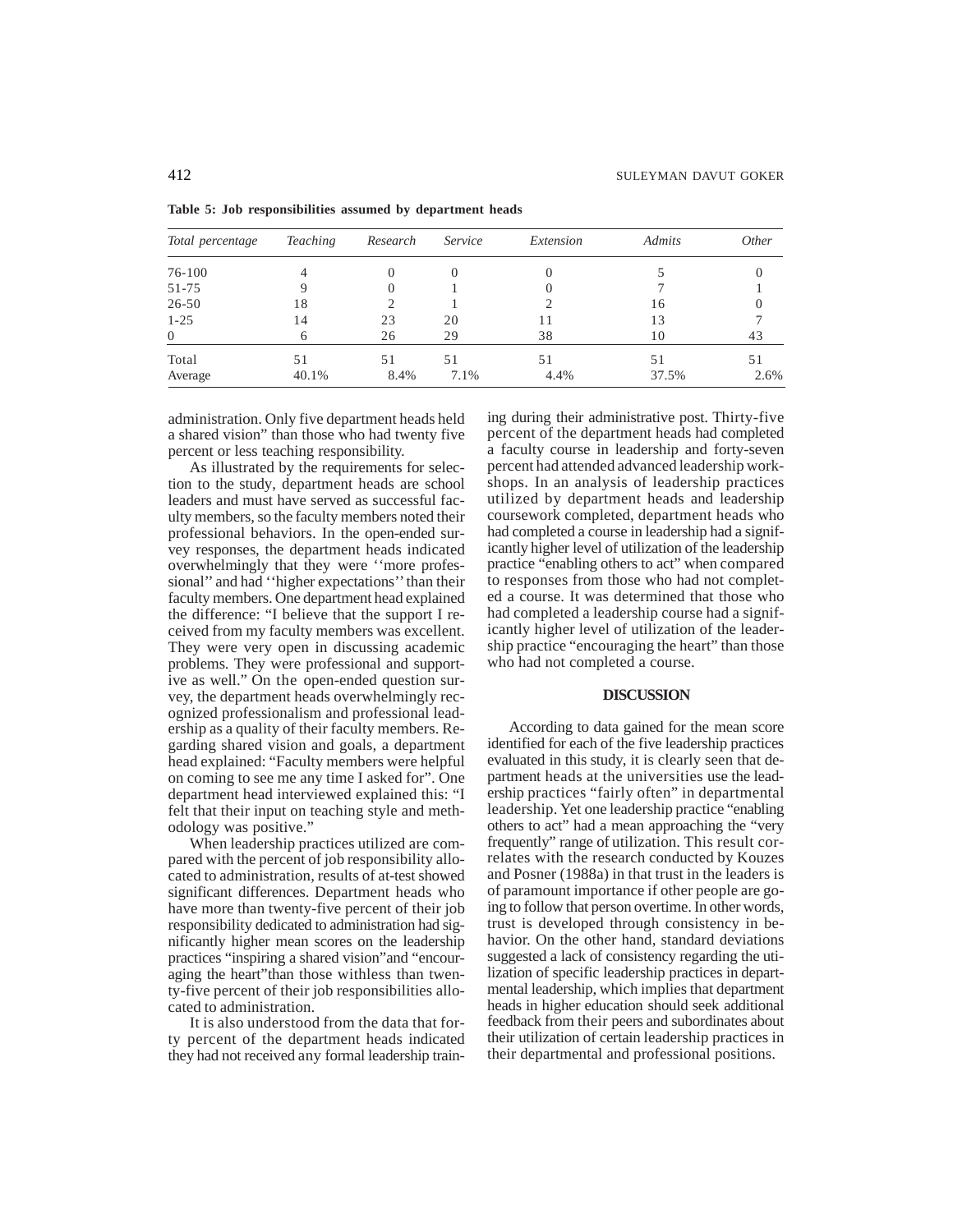**Table 5: Job responsibilities assumed by department heads**

| *Total percentage* | *Teaching* | *Research* | *Service* | *Extension* | *Admits* | *Other* |
|---|---|---|---|---|---|---|
| 76-100 | 4 | 0 | 0 | 0 | 5 | 0 |
| 51-75 | 9 | 0 | 1 | 0 | 7 | 1 |
| 26-50 | 18 | 2 | 1 | 2 | 16 | 0 |
| 1-25 | 14 | 23 | 20 | 11 | 13 | 7 |
| 0 | 6 | 26 | 29 | 38 | 10 | 43 |
| Total | 51 | 51 | 51 | 51 | 51 | 51 |
| Average | 40.1% | 8.4% | 7.1% | 4.4% | 37.5% | 2.6% |

administration. Only five department heads held a shared vision" than those who had twenty five percent or less teaching responsibility.

As illustrated by the requirements for selection to the study, department heads are school leaders and must have served as successful faculty members, so the faculty members noted their professional behaviors. In the open-ended survey responses, the department heads indicated overwhelmingly that they were ''more professional'' and had ''higher expectations'' than their faculty members. One department head explained the difference: "I believe that the support I received from my faculty members was excellent. They were very open in discussing academic problems. They were professional and supportive as well." On the open-ended question survey, the department heads overwhelmingly recognized professionalism and professional leadership as a quality of their faculty members. Regarding shared vision and goals, a department head explained: "Faculty members were helpful on coming to see me any time I asked for". One department head interviewed explained this: "I felt that their input on teaching style and methodology was positive."

When leadership practices utilized are compared with the percent of job responsibility allocated to administration, results of at-test showed significant differences. Department heads who have more than twenty-five percent of their job responsibility dedicated to administration had significantly higher mean scores on the leadership practices "inspiring a shared vision"and "encouraging the heart"than those withless than twenty-five percent of their job responsibilities allocated to administration.

It is also understood from the data that forty percent of the department heads indicated they had not received any formal leadership training during their administrative post. Thirty-five percent of the department heads had completed a faculty course in leadership and forty-seven percent had attended advanced leadership workshops. In an analysis of leadership practices utilized by department heads and leadership coursework completed, department heads who had completed a course in leadership had a significantly higher level of utilization of the leadership practice "enabling others to act" when compared to responses from those who had not completed a course. It was determined that those who had completed a leadership course had a significantly higher level of utilization of the leadership practice "encouraging the heart" than those who had not completed a course.

## DISCUSSION

According to data gained for the mean score identified for each of the five leadership practices evaluated in this study, it is clearly seen that department heads at the universities use the leadership practices "fairly often" in departmental leadership. Yet one leadership practice "enabling others to act" had a mean approaching the "very frequently" range of utilization. This result correlates with the research conducted by Kouzes and Posner (1988a) in that trust in the leaders is of paramount importance if other people are going to follow that person overtime. In other words, trust is developed through consistency in behavior. On the other hand, standard deviations suggested a lack of consistency regarding the utilization of specific leadership practices in departmental leadership, which implies that department heads in higher education should seek additional feedback from their peers and subordinates about their utilization of certain leadership practices in their departmental and professional positions.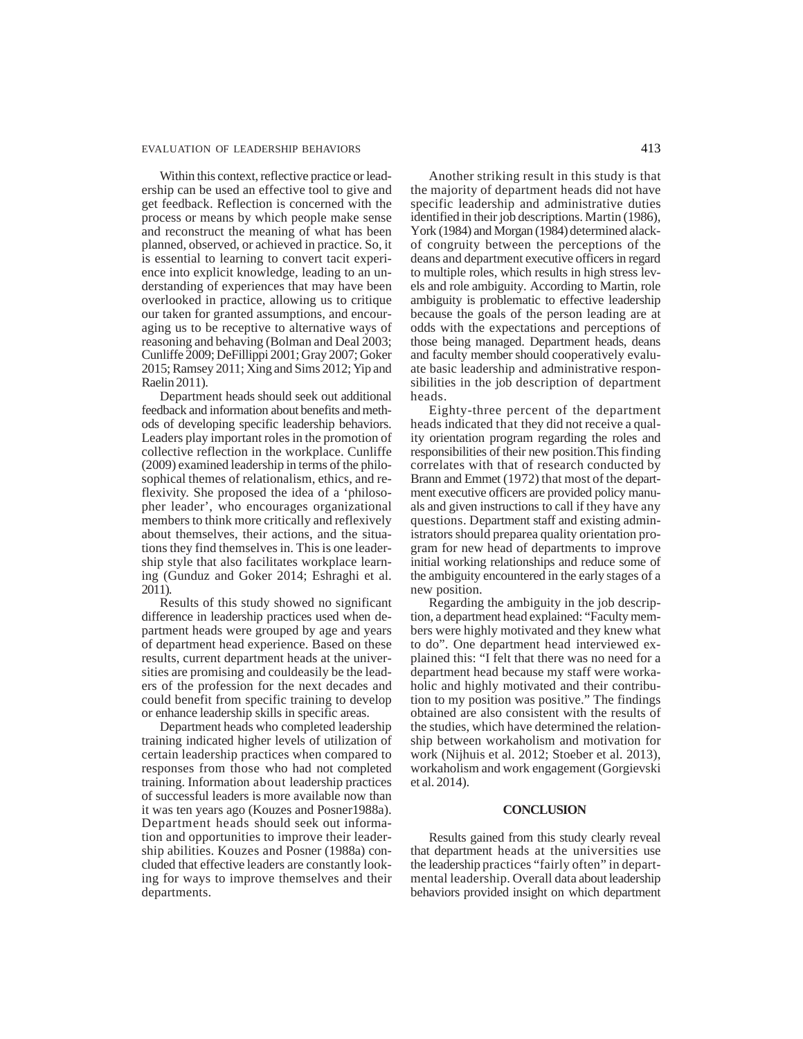Within this context, reflective practice or leadership can be used an effective tool to give and get feedback. Reflection is concerned with the process or means by which people make sense and reconstruct the meaning of what has been planned, observed, or achieved in practice. So, it is essential to learning to convert tacit experience into explicit knowledge, leading to an understanding of experiences that may have been overlooked in practice, allowing us to critique our taken for granted assumptions, and encouraging us to be receptive to alternative ways of reasoning and behaving (Bolman and Deal 2003; Cunliffe 2009; DeFillippi 2001; Gray 2007; Goker 2015; Ramsey 2011; Xing and Sims 2012; Yip and Raelin 2011).

Department heads should seek out additional feedback and information about benefits and methods of developing specific leadership behaviors. Leaders play important roles in the promotion of collective reflection in the workplace. Cunliffe (2009) examined leadership in terms of the philosophical themes of relationalism, ethics, and reflexivity. She proposed the idea of a 'philosopher leader', who encourages organizational members to think more critically and reflexively about themselves, their actions, and the situations they find themselves in. This is one leadership style that also facilitates workplace learning (Gunduz and Goker 2014; Eshraghi et al. 2011).

Results of this study showed no significant difference in leadership practices used when department heads were grouped by age and years of department head experience. Based on these results, current department heads at the universities are promising and couldeasily be the leaders of the profession for the next decades and could benefit from specific training to develop or enhance leadership skills in specific areas.

Department heads who completed leadership training indicated higher levels of utilization of certain leadership practices when compared to responses from those who had not completed training. Information about leadership practices of successful leaders is more available now than it was ten years ago (Kouzes and Posner1988a). Department heads should seek out information and opportunities to improve their leadership abilities. Kouzes and Posner (1988a) concluded that effective leaders are constantly looking for ways to improve themselves and their departments.

Another striking result in this study is that the majority of department heads did not have specific leadership and administrative duties identified in their job descriptions. Martin (1986), York (1984) and Morgan (1984) determined alack-of congruity between the perceptions of the deans and department executive officers in regard to multiple roles, which results in high stress levels and role ambiguity. According to Martin, role ambiguity is problematic to effective leadership because the goals of the person leading are at odds with the expectations and perceptions of those being managed. Department heads, deans and faculty member should cooperatively evaluate basic leadership and administrative responsibilities in the job description of department heads.

Eighty-three percent of the department heads indicated that they did not receive a quality orientation program regarding the roles and responsibilities of their new position.This finding correlates with that of research conducted by Brann and Emmet (1972) that most of the department executive officers are provided policy manuals and given instructions to call if they have any questions. Department staff and existing administrators should preparea quality orientation program for new head of departments to improve initial working relationships and reduce some of the ambiguity encountered in the early stages of a new position.

Regarding the ambiguity in the job description, a department head explained: "Faculty members were highly motivated and they knew what to do". One department head interviewed explained this: "I felt that there was no need for a department head because my staff were workaholic and highly motivated and their contribution to my position was positive." The findings obtained are also consistent with the results of the studies, which have determined the relationship between workaholism and motivation for work (Nijhuis et al. 2012; Stoeber et al. 2013), workaholism and work engagement (Gorgievski et al. 2014).

## CONCLUSION

Results gained from this study clearly reveal that department heads at the universities use the leadership practices "fairly often" in departmental leadership. Overall data about leadership behaviors provided insight on which department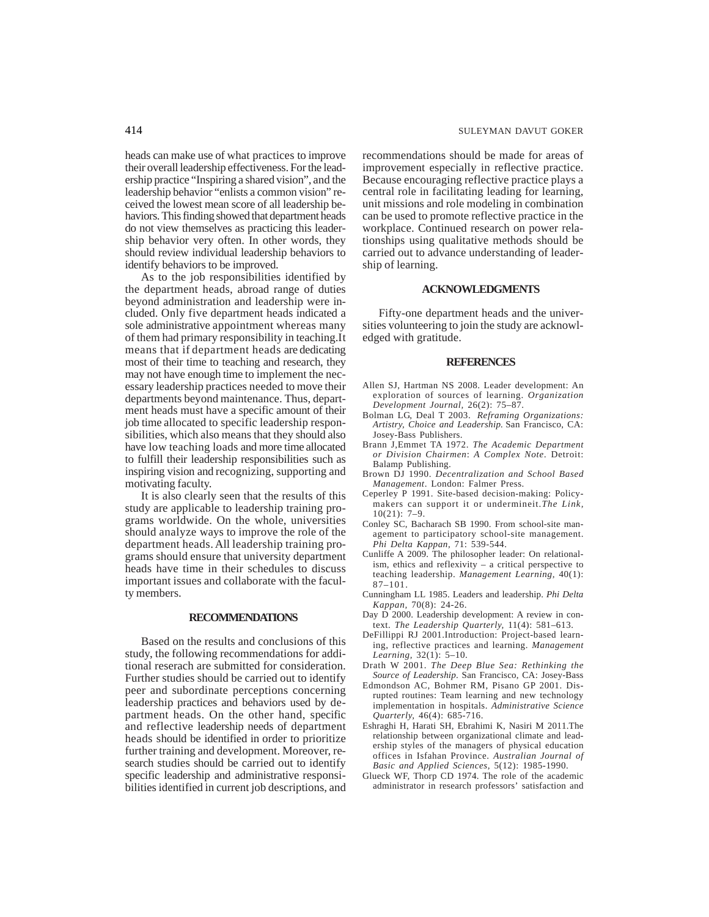heads can make use of what practices to improve their overall leadership effectiveness. For the leadership practice "Inspiring a shared vision", and the leadership behavior "enlists a common vision" received the lowest mean score of all leadership behaviors. This finding showed that department heads do not view themselves as practicing this leadership behavior very often. In other words, they should review individual leadership behaviors to identify behaviors to be improved.

As to the job responsibilities identified by the department heads, abroad range of duties beyond administration and leadership were included. Only five department heads indicated a sole administrative appointment whereas many of them had primary responsibility in teaching.It means that if department heads are dedicating most of their time to teaching and research, they may not have enough time to implement the necessary leadership practices needed to move their departments beyond maintenance. Thus, department heads must have a specific amount of their job time allocated to specific leadership responsibilities, which also means that they should also have low teaching loads and more time allocated to fulfill their leadership responsibilities such as inspiring vision and recognizing, supporting and motivating faculty.

It is also clearly seen that the results of this study are applicable to leadership training programs worldwide. On the whole, universities should analyze ways to improve the role of the department heads. All leadership training programs should ensure that university department heads have time in their schedules to discuss important issues and collaborate with the faculty members.

## RECOMMENDATIONS

Based on the results and conclusions of this study, the following recommendations for additional reserach are submitted for consideration. Further studies should be carried out to identify peer and subordinate perceptions concerning leadership practices and behaviors used by department heads. On the other hand, specific and reflective leadership needs of department heads should be identified in order to prioritize further training and development. Moreover, research studies should be carried out to identify specific leadership and administrative responsibilities identified in current job descriptions, and recommendations should be made for areas of improvement especially in reflective practice. Because encouraging reflective practice plays a central role in facilitating leading for learning, unit missions and role modeling in combination can be used to promote reflective practice in the workplace. Continued research on power relationships using qualitative methods should be carried out to advance understanding of leadership of learning.

## ACKNOWLEDGMENTS

Fifty-one department heads and the universities volunteering to join the study are acknowledged with gratitude.

## REFERENCES

Allen SJ, Hartman NS 2008. Leader development: An exploration of sources of learning. *Organization Development Journal*, 26(2): 75–87.

Bolman LG, Deal T 2003. *Reframing Organizations: Artistry, Choice and Leadership.* San Francisco, CA: Josey-Bass Publishers.

Brann J,Emmet TA 1972. *The Academic Department or Division Chairmen*: *A Complex Note*. Detroit: Balamp Publishing.

Brown DJ 1990. *Decentralization and School Based Management*. London: Falmer Press.

Ceperley P 1991. Site-based decision-making: Policy-makers can support it or undermineit.*The Link*, 10(21): 7–9.

Conley SC, Bacharach SB 1990. From school-site management to participatory school-site management. *Phi Delta Kappan*, 71: 539-544.

Cunliffe A 2009. The philosopher leader: On relationalism, ethics and reflexivity – a critical perspective to teaching leadership. *Management Learning*, 40(1): 87–101.

Cunningham LL 1985. Leaders and leadership. *Phi Delta Kappan*, 70(8): 24-26.

Day D 2000. Leadership development: A review in context. *The Leadership Quarterly*, 11(4): 581–613.

DeFillippi RJ 2001.Introduction: Project-based learning, reflective practices and learning. *Management Learning*, 32(1): 5–10.

Drath W 2001. *The Deep Blue Sea: Rethinking the Source of Leadership*. San Francisco, CA: Josey-Bass

Edmondson AC, Bohmer RM, Pisano GP 2001. Disrupted routines: Team learning and new technology implementation in hospitals. *Administrative Science Quarterly*, 46(4): 685-716.

Eshraghi H, Harati SH, Ebrahimi K, Nasiri M 2011.The relationship between organizational climate and leadership styles of the managers of physical education offices in Isfahan Province. *Australian Journal of Basic and Applied Sciences*, 5(12): 1985-1990.

Glueck WF, Thorp CD 1974. The role of the academic administrator in research professors' satisfaction and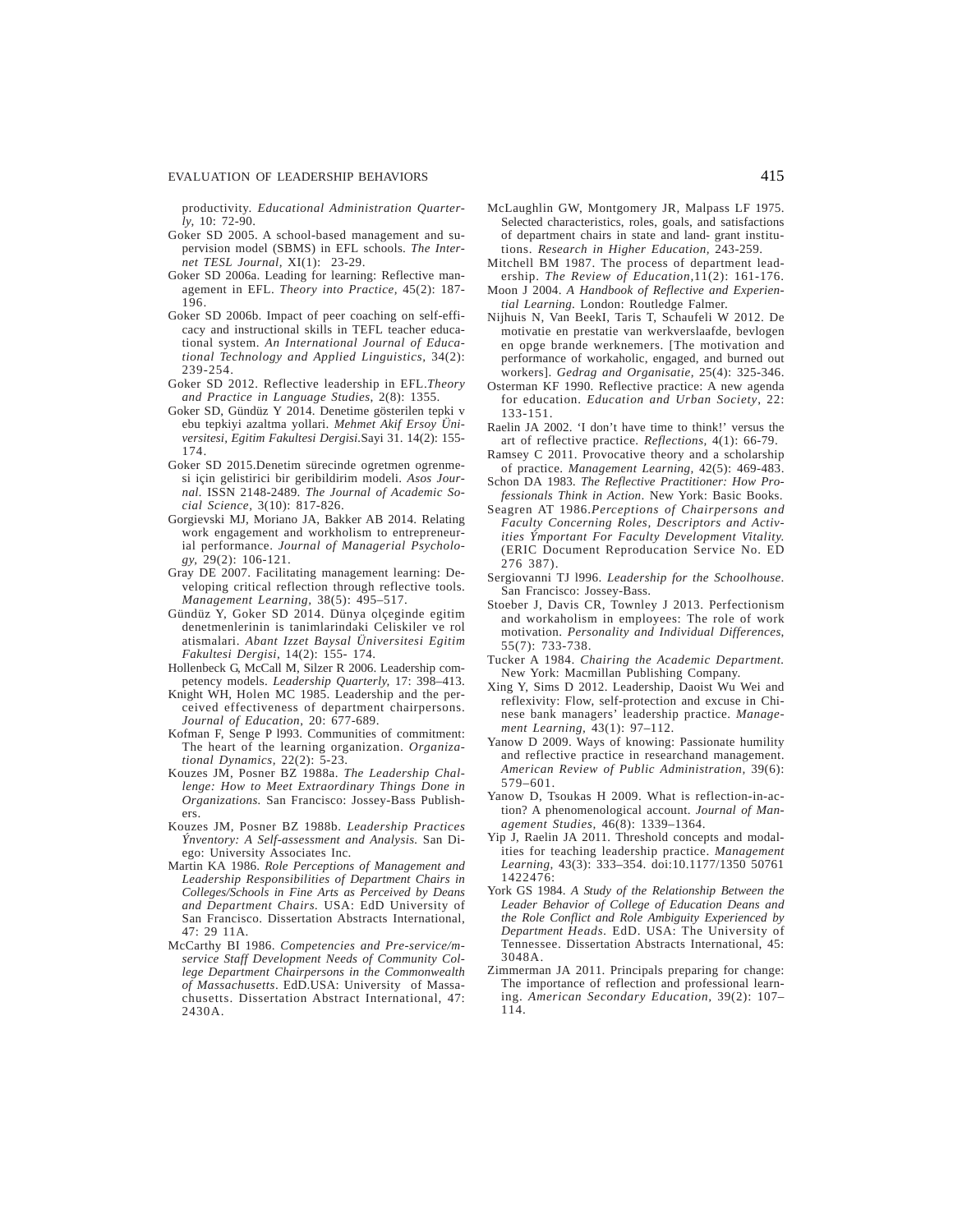productivity. *Educational Administration Quarterly*, 10: 72-90.

Goker SD 2005. A school-based management and supervision model (SBMS) in EFL schools. *The Internet TESL Journal*, XI(1): 23-29.

Goker SD 2006a. Leading for learning: Reflective management in EFL. *Theory into Practice*, 45(2): 187-196.

Goker SD 2006b. Impact of peer coaching on self-efficacy and instructional skills in TEFL teacher educational system. *An International Journal of Educational Technology and Applied Linguistics*, 34(2): 239-254.

Goker SD 2012. Reflective leadership in EFL.*Theory and Practice in Language Studies*, 2(8): 1355.

Goker SD, Gündüz Y 2014. Denetime gösterilen tepki v ebu tepkiyi azaltma yollari. *Mehmet Akif Ersoy Üniversitesi, Egitim Fakultesi Dergisi*.Sayi 31. 14(2): 155-174.

Goker SD 2015.Denetim sürecinde ogretmen ogrenmesi için gelistirici bir geribildirim modeli. *Asos Journal*. ISSN 2148-2489. *The Journal of Academic Social Science*, 3(10): 817-826.

Gorgievski MJ, Moriano JA, Bakker AB 2014. Relating work engagement and workholism to entrepreneurial performance. *Journal of Managerial Psychology*, 29(2): 106-121.

Gray DE 2007. Facilitating management learning: Developing critical reflection through reflective tools. *Management Learning*, 38(5): 495–517.

Gündüz Y, Goker SD 2014. Dünya olçeginde egitim denetmenlerinin is tanimlarindaki Celiskiler ve rol atismalari. *Abant Izzet Baysal Üniversitesi Egitim Fakultesi Dergisi*, 14(2): 155- 174.

Hollenbeck G, McCall M, Silzer R 2006. Leadership competency models. *Leadership Quarterly*, 17: 398–413.

Knight WH, Holen MC 1985. Leadership and the perceived effectiveness of department chairpersons. *Journal of Education*, 20: 677-689.

Kofman F, Senge P l993. Communities of commitment: The heart of the learning organization. *Organizational Dynamics*, 22(2): 5-23.

Kouzes JM, Posner BZ 1988a. *The Leadership Challenge: How to Meet Extraordinary Things Done in Organizations.* San Francisco: Jossey-Bass Publishers.

Kouzes JM, Posner BZ 1988b. *Leadership Practices Ýnventory: A Self-assessment and Analysis.* San Diego: University Associates Inc.

Martin KA 1986. *Role Perceptions of Management and Leadership Responsibilities of Department Chairs in Colleges/Schools in Fine Arts as Perceived by Deans and Department Chairs*. USA: EdD University of San Francisco. Dissertation Abstracts International, 47: 29 11A.

McCarthy BI 1986. *Competencies and Pre-service/m-service Staff Development Needs of Community College Department Chairpersons in the Commonwealth of Massachusetts*. EdD.USA: University of Massachusetts. Dissertation Abstract International, 47: 2430A.

McLaughlin GW, Montgomery JR, Malpass LF 1975. Selected characteristics, roles, goals, and satisfactions of department chairs in state and land- grant institutions. *Research in Higher Education*, 243-259.

Mitchell BM 1987. The process of department leadership. *The Review of Education*,11(2): 161-176.

Moon J 2004. *A Handbook of Reflective and Experiential Learning*. London: Routledge Falmer.

Nijhuis N, Van BeekI, Taris T, Schaufeli W 2012. De motivatie en prestatie van werkverslaafde, bevlogen en opge brande werknemers. [The motivation and performance of workaholic, engaged, and burned out workers]. *Gedrag and Organisatie*, 25(4): 325-346.

Osterman KF 1990. Reflective practice: A new agenda for education. *Education and Urban Society*, 22: 133-151.

Raelin JA 2002. 'I don't have time to think!' versus the art of reflective practice. *Reflections*, 4(1): 66-79.

Ramsey C 2011. Provocative theory and a scholarship of practice. *Management Learning*, 42(5): 469-483.

Schon DA 1983. *The Reflective Practitioner: How Professionals Think in Action*. New York: Basic Books.

Seagren AT 1986.*Perceptions of Chairpersons and Faculty Concerning Roles, Descriptors and Activities Ýmportant For Faculty Development Vitality.* (ERIC Document Reproducation Service No. ED 276 387).

Sergiovanni TJ l996. *Leadership for the Schoolhouse*. San Francisco: Jossey-Bass.

Stoeber J, Davis CR, Townley J 2013. Perfectionism and workaholism in employees: The role of work motivation. *Personality and Individual Differences*, 55(7): 733-738.

Tucker A 1984. *Chairing the Academic Department.* New York: Macmillan Publishing Company.

Xing Y, Sims D 2012. Leadership, Daoist Wu Wei and reflexivity: Flow, self-protection and excuse in Chinese bank managers' leadership practice. *Management Learning*, 43(1): 97–112.

Yanow D 2009. Ways of knowing: Passionate humility and reflective practice in researchand management. *American Review of Public Administration*, 39(6): 579–601.

Yanow D, Tsoukas H 2009. What is reflection-in-action? A phenomenological account. *Journal of Management Studies*, 46(8): 1339–1364.

Yip J, Raelin JA 2011. Threshold concepts and modalities for teaching leadership practice. *Management Learning*, 43(3): 333–354. doi:10.1177/1350 50761 1422476:

York GS 1984. *A Study of the Relationship Between the Leader Behavior of College of Education Deans and the Role Conflict and Role Ambiguity Experienced by Department Heads*. EdD. USA: The University of Tennessee. Dissertation Abstracts International, 45: 3048A.

Zimmerman JA 2011. Principals preparing for change: The importance of reflection and professional learning. *American Secondary Education*, 39(2): 107–114.